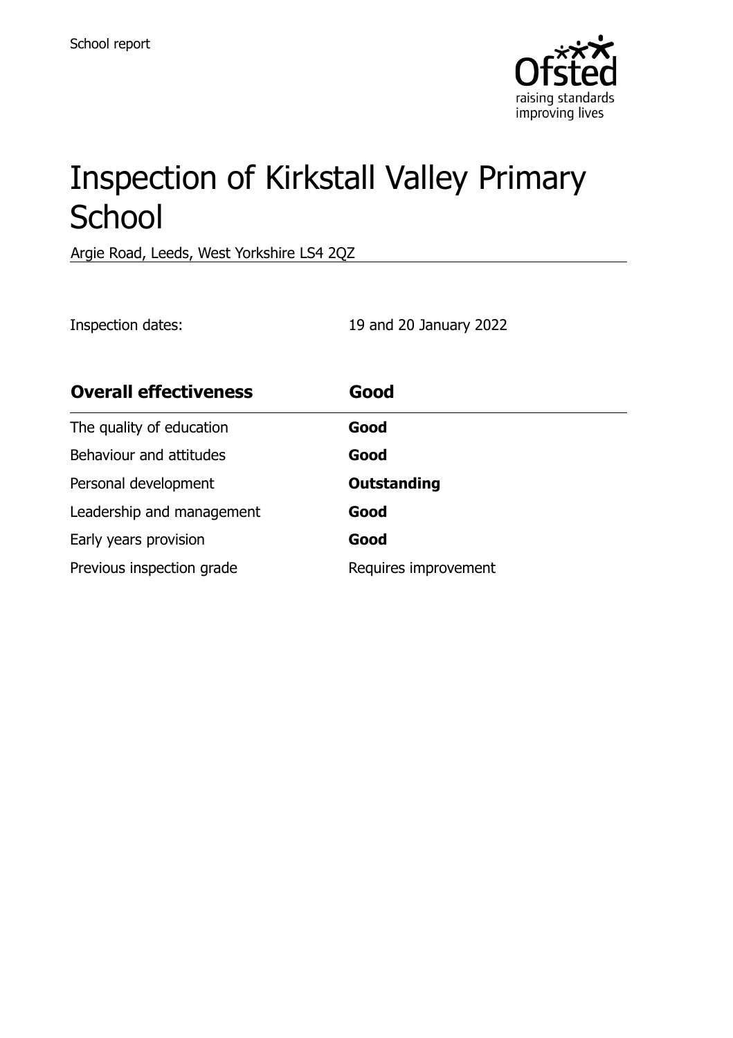School report

# Inspection of Kirkstall Valley Primary School

Argie Road, Leeds, West Yorkshire LS4 2QZ

Inspection dates: 19 and 20 January 2022

| **Overall effectiveness** | **Good** |
| --- | --- |
| The quality of education | **Good** |
| Behaviour and attitudes | **Good** |
| Personal development | **Outstanding** |
| Leadership and management | **Good** |
| Early years provision | **Good** |
| Previous inspection grade | Requires improvement |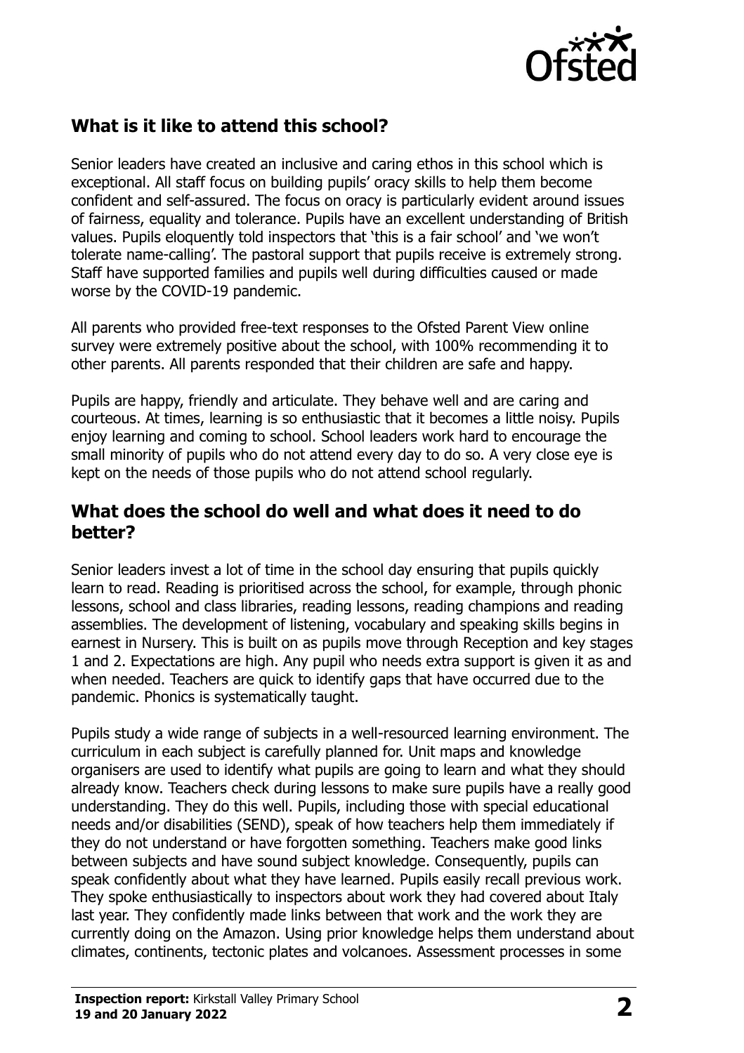## What is it like to attend this school?

Senior leaders have created an inclusive and caring ethos in this school which is exceptional. All staff focus on building pupils' oracy skills to help them become confident and self-assured. The focus on oracy is particularly evident around issues of fairness, equality and tolerance. Pupils have an excellent understanding of British values. Pupils eloquently told inspectors that 'this is a fair school' and 'we won't tolerate name-calling'. The pastoral support that pupils receive is extremely strong. Staff have supported families and pupils well during difficulties caused or made worse by the COVID-19 pandemic.

All parents who provided free-text responses to the Ofsted Parent View online survey were extremely positive about the school, with 100% recommending it to other parents. All parents responded that their children are safe and happy.

Pupils are happy, friendly and articulate. They behave well and are caring and courteous. At times, learning is so enthusiastic that it becomes a little noisy. Pupils enjoy learning and coming to school. School leaders work hard to encourage the small minority of pupils who do not attend every day to do so. A very close eye is kept on the needs of those pupils who do not attend school regularly.

## What does the school do well and what does it need to do better?

Senior leaders invest a lot of time in the school day ensuring that pupils quickly learn to read. Reading is prioritised across the school, for example, through phonic lessons, school and class libraries, reading lessons, reading champions and reading assemblies. The development of listening, vocabulary and speaking skills begins in earnest in Nursery. This is built on as pupils move through Reception and key stages 1 and 2. Expectations are high. Any pupil who needs extra support is given it as and when needed. Teachers are quick to identify gaps that have occurred due to the pandemic. Phonics is systematically taught.

Pupils study a wide range of subjects in a well-resourced learning environment. The curriculum in each subject is carefully planned for. Unit maps and knowledge organisers are used to identify what pupils are going to learn and what they should already know. Teachers check during lessons to make sure pupils have a really good understanding. They do this well. Pupils, including those with special educational needs and/or disabilities (SEND), speak of how teachers help them immediately if they do not understand or have forgotten something. Teachers make good links between subjects and have sound subject knowledge. Consequently, pupils can speak confidently about what they have learned. Pupils easily recall previous work. They spoke enthusiastically to inspectors about work they had covered about Italy last year. They confidently made links between that work and the work they are currently doing on the Amazon. Using prior knowledge helps them understand about climates, continents, tectonic plates and volcanoes. Assessment processes in some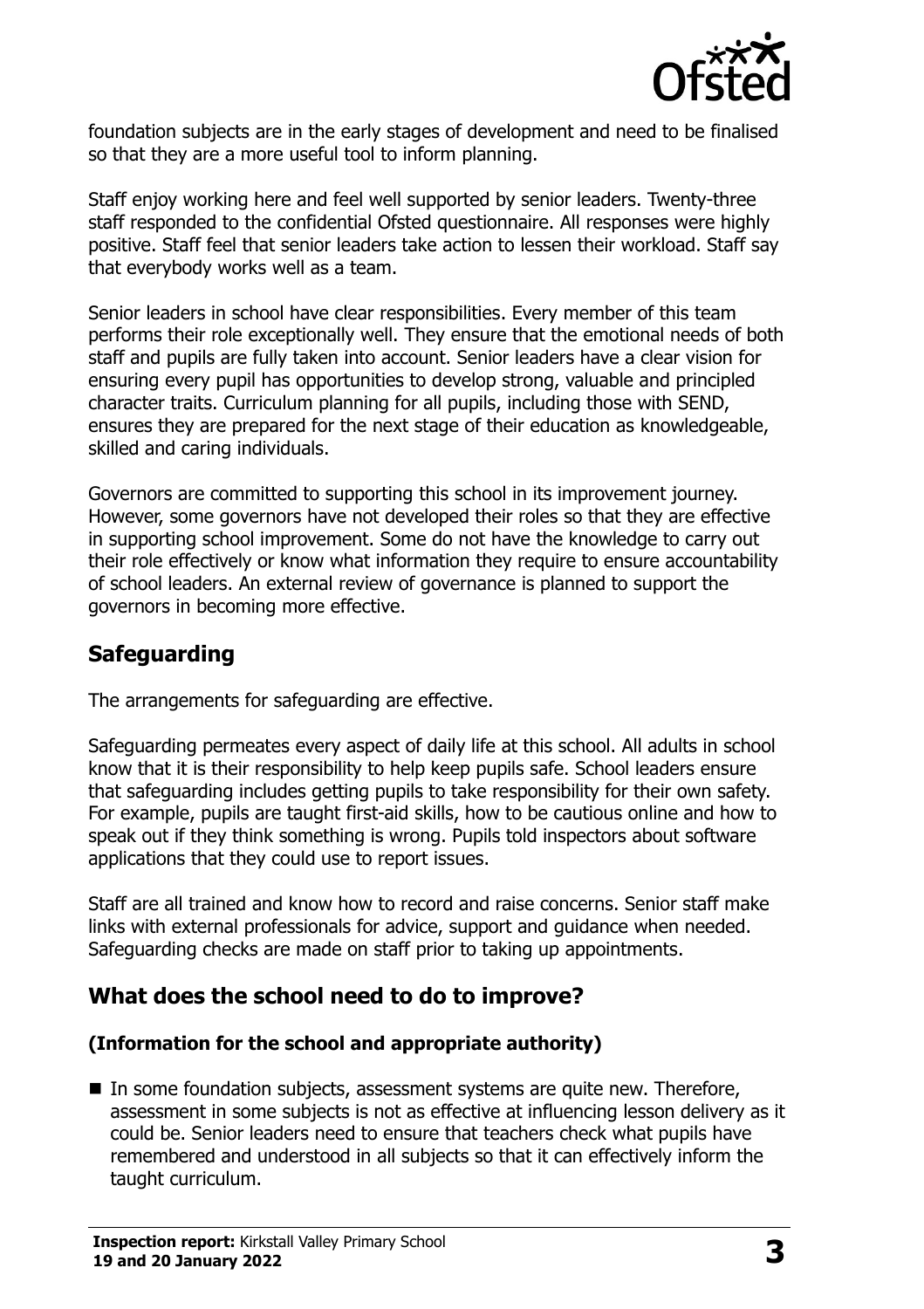foundation subjects are in the early stages of development and need to be finalised so that they are a more useful tool to inform planning.

Staff enjoy working here and feel well supported by senior leaders. Twenty-three staff responded to the confidential Ofsted questionnaire. All responses were highly positive. Staff feel that senior leaders take action to lessen their workload. Staff say that everybody works well as a team.

Senior leaders in school have clear responsibilities. Every member of this team performs their role exceptionally well. They ensure that the emotional needs of both staff and pupils are fully taken into account. Senior leaders have a clear vision for ensuring every pupil has opportunities to develop strong, valuable and principled character traits. Curriculum planning for all pupils, including those with SEND, ensures they are prepared for the next stage of their education as knowledgeable, skilled and caring individuals.

Governors are committed to supporting this school in its improvement journey. However, some governors have not developed their roles so that they are effective in supporting school improvement. Some do not have the knowledge to carry out their role effectively or know what information they require to ensure accountability of school leaders. An external review of governance is planned to support the governors in becoming more effective.

## Safeguarding

The arrangements for safeguarding are effective.

Safeguarding permeates every aspect of daily life at this school. All adults in school know that it is their responsibility to help keep pupils safe. School leaders ensure that safeguarding includes getting pupils to take responsibility for their own safety. For example, pupils are taught first-aid skills, how to be cautious online and how to speak out if they think something is wrong. Pupils told inspectors about software applications that they could use to report issues.

Staff are all trained and know how to record and raise concerns. Senior staff make links with external professionals for advice, support and guidance when needed. Safeguarding checks are made on staff prior to taking up appointments.

## What does the school need to do to improve?

**(Information for the school and appropriate authority)**

- In some foundation subjects, assessment systems are quite new. Therefore, assessment in some subjects is not as effective at influencing lesson delivery as it could be. Senior leaders need to ensure that teachers check what pupils have remembered and understood in all subjects so that it can effectively inform the taught curriculum.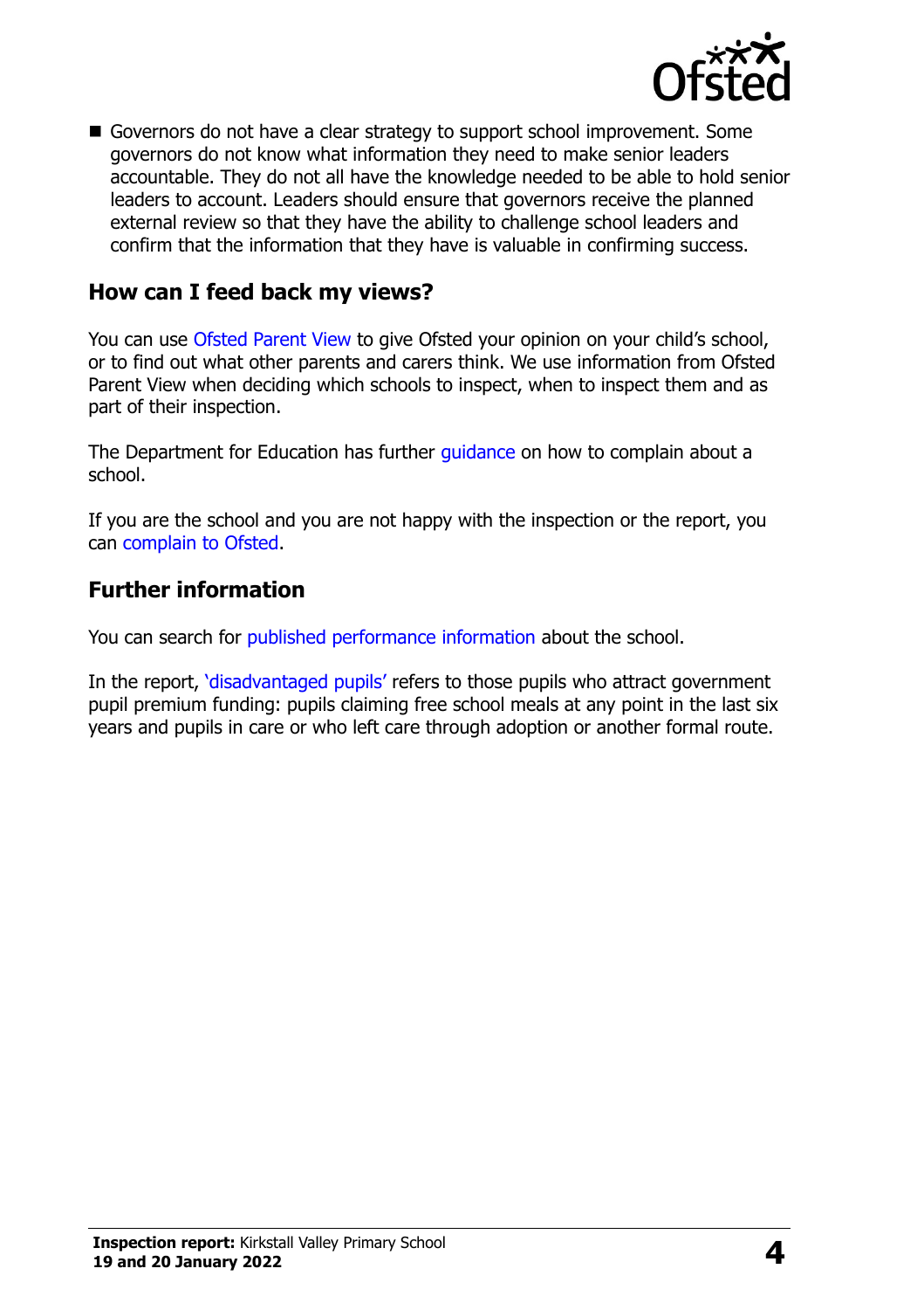- Governors do not have a clear strategy to support school improvement. Some governors do not know what information they need to make senior leaders accountable. They do not all have the knowledge needed to be able to hold senior leaders to account. Leaders should ensure that governors receive the planned external review so that they have the ability to challenge school leaders and confirm that the information that they have is valuable in confirming success.

## How can I feed back my views?

You can use Ofsted Parent View to give Ofsted your opinion on your child's school, or to find out what other parents and carers think. We use information from Ofsted Parent View when deciding which schools to inspect, when to inspect them and as part of their inspection.

The Department for Education has further guidance on how to complain about a school.

If you are the school and you are not happy with the inspection or the report, you can complain to Ofsted.

## Further information

You can search for published performance information about the school.

In the report, 'disadvantaged pupils' refers to those pupils who attract government pupil premium funding: pupils claiming free school meals at any point in the last six years and pupils in care or who left care through adoption or another formal route.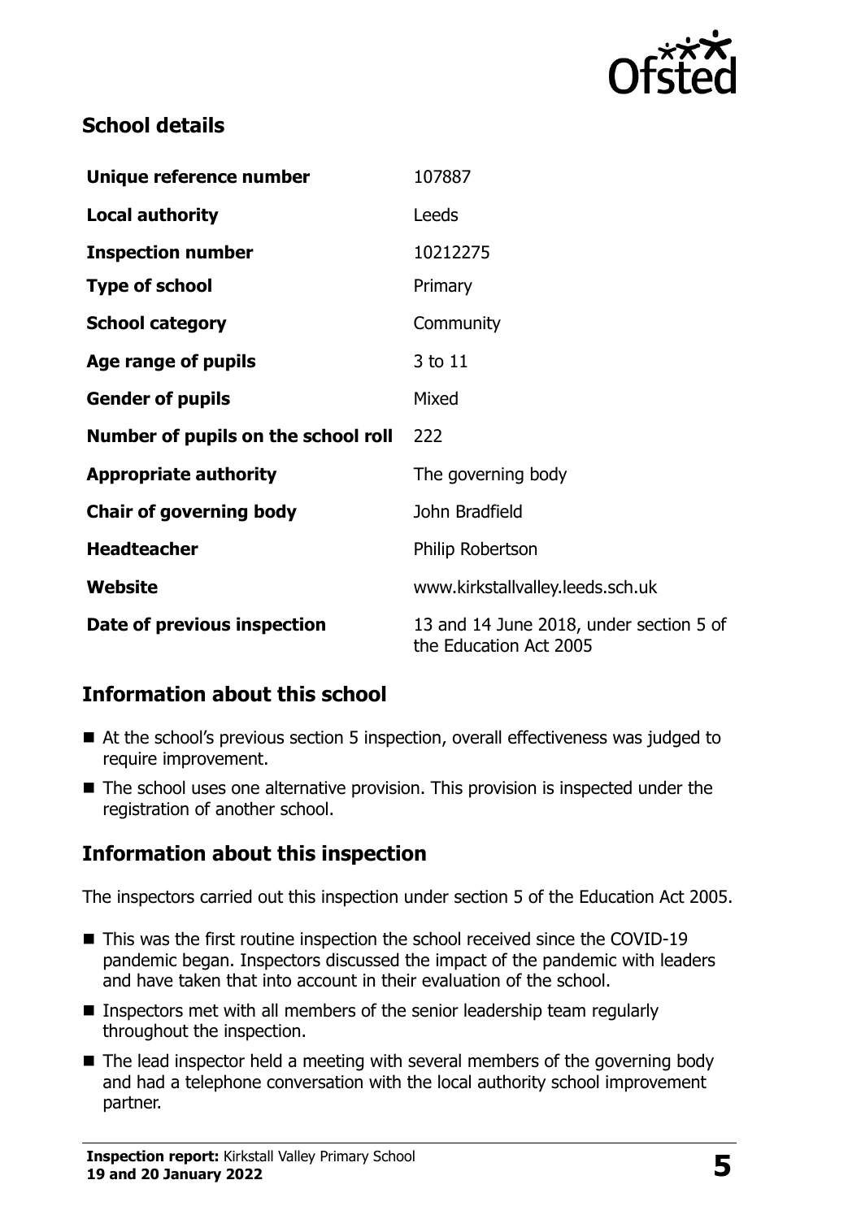## School details

| Unique reference number | 107887 |
| --- | --- |
| **Local authority** | Leeds |
| **Inspection number** | 10212275 |
| **Type of school** | Primary |
| **School category** | Community |
| **Age range of pupils** | 3 to 11 |
| **Gender of pupils** | Mixed |
| **Number of pupils on the school roll** | 222 |
| **Appropriate authority** | The governing body |
| **Chair of governing body** | John Bradfield |
| **Headteacher** | Philip Robertson |
| **Website** | www.kirkstallvalley.leeds.sch.uk |
| **Date of previous inspection** | 13 and 14 June 2018, under section 5 of the Education Act 2005 |

## Information about this school

- At the school's previous section 5 inspection, overall effectiveness was judged to require improvement.
- The school uses one alternative provision. This provision is inspected under the registration of another school.

## Information about this inspection

The inspectors carried out this inspection under section 5 of the Education Act 2005.

- This was the first routine inspection the school received since the COVID-19 pandemic began. Inspectors discussed the impact of the pandemic with leaders and have taken that into account in their evaluation of the school.
- Inspectors met with all members of the senior leadership team regularly throughout the inspection.
- The lead inspector held a meeting with several members of the governing body and had a telephone conversation with the local authority school improvement partner.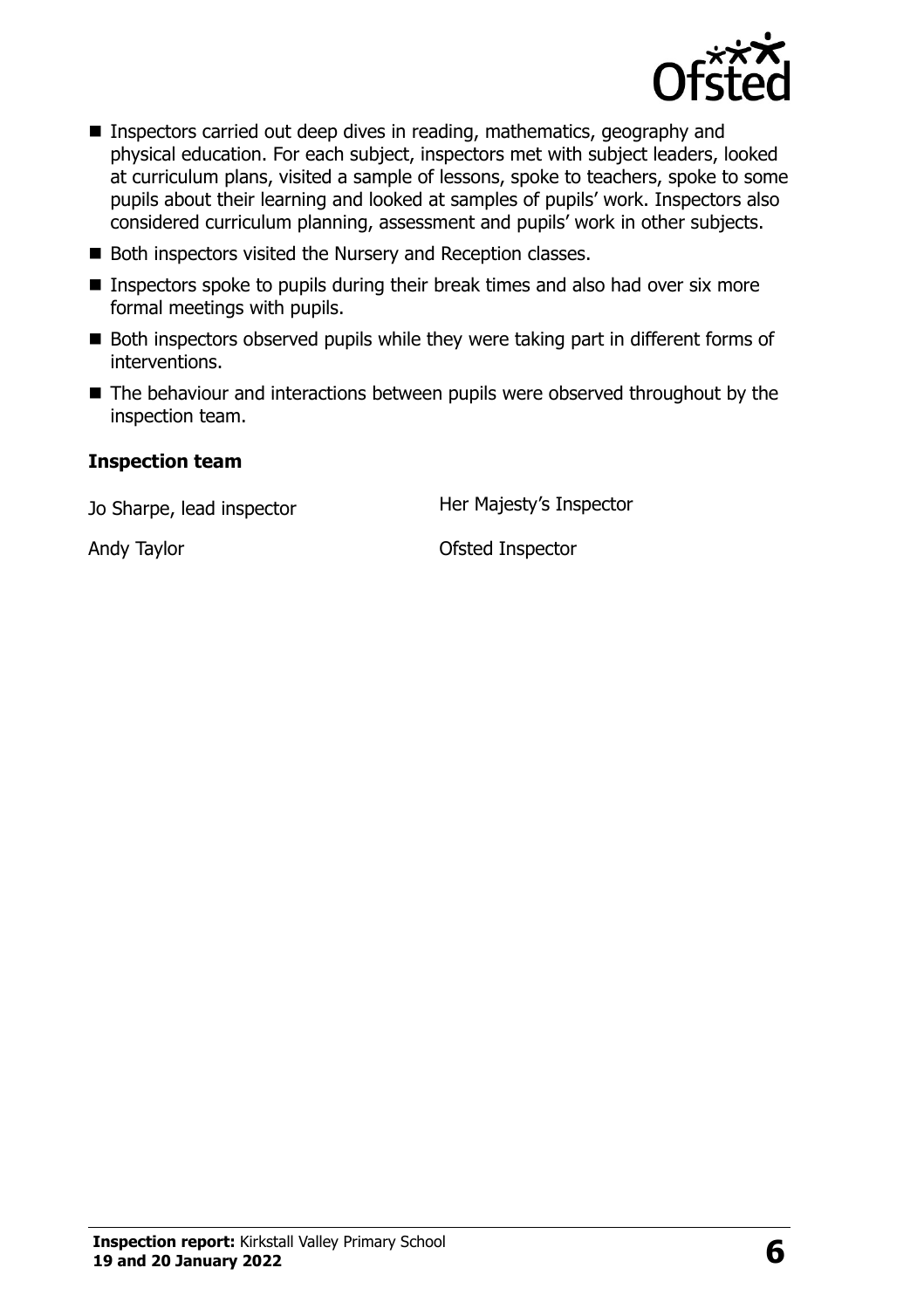- Inspectors carried out deep dives in reading, mathematics, geography and physical education. For each subject, inspectors met with subject leaders, looked at curriculum plans, visited a sample of lessons, spoke to teachers, spoke to some pupils about their learning and looked at samples of pupils' work. Inspectors also considered curriculum planning, assessment and pupils' work in other subjects.
- Both inspectors visited the Nursery and Reception classes.
- Inspectors spoke to pupils during their break times and also had over six more formal meetings with pupils.
- Both inspectors observed pupils while they were taking part in different forms of interventions.
- The behaviour and interactions between pupils were observed throughout by the inspection team.

**Inspection team**

| | |
|---|---|
| Jo Sharpe, lead inspector | Her Majesty's Inspector |
| Andy Taylor | Ofsted Inspector |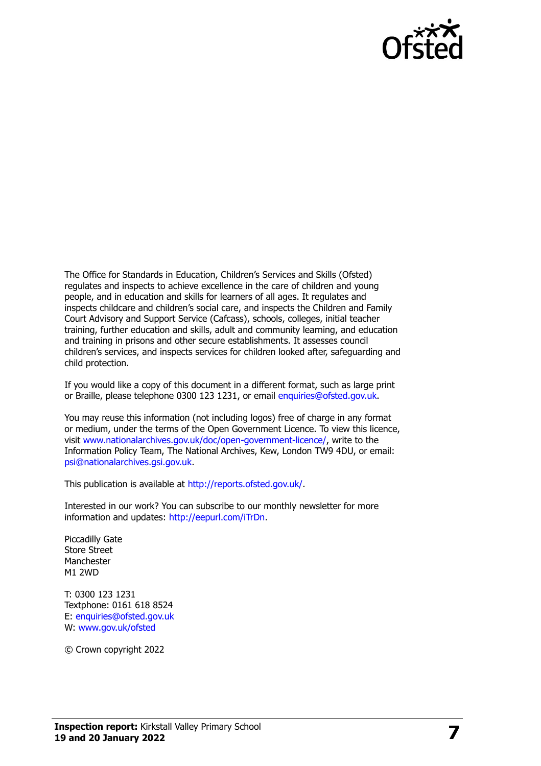The Office for Standards in Education, Children's Services and Skills (Ofsted) regulates and inspects to achieve excellence in the care of children and young people, and in education and skills for learners of all ages. It regulates and inspects childcare and children's social care, and inspects the Children and Family Court Advisory and Support Service (Cafcass), schools, colleges, initial teacher training, further education and skills, adult and community learning, and education and training in prisons and other secure establishments. It assesses council children's services, and inspects services for children looked after, safeguarding and child protection.

If you would like a copy of this document in a different format, such as large print or Braille, please telephone 0300 123 1231, or email enquiries@ofsted.gov.uk.

You may reuse this information (not including logos) free of charge in any format or medium, under the terms of the Open Government Licence. To view this licence, visit www.nationalarchives.gov.uk/doc/open-government-licence/, write to the Information Policy Team, The National Archives, Kew, London TW9 4DU, or email: psi@nationalarchives.gsi.gov.uk.

This publication is available at http://reports.ofsted.gov.uk/.

Interested in our work? You can subscribe to our monthly newsletter for more information and updates: http://eepurl.com/iTrDn.

Piccadilly Gate
Store Street
Manchester
M1 2WD

T: 0300 123 1231
Textphone: 0161 618 8524
E: enquiries@ofsted.gov.uk
W: www.gov.uk/ofsted

© Crown copyright 2022